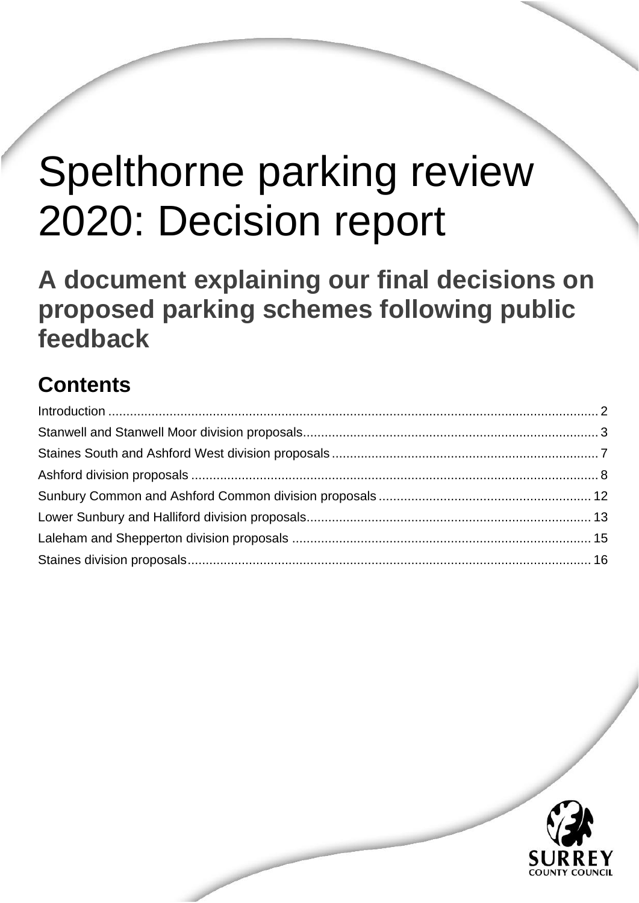# Spelthorne parking review 2020: Decision report

## A document explaining our final decisions on proposed parking schemes following public feedback

## Contents

Introduction ........................................................................................................................ 2
Stanwell and Stanwell Moor division proposals.................................................................................. 3
Staines South and Ashford West division proposals .......................................................................... 7
Ashford division proposals .................................................................................................................. 8
Sunbury Common and Ashford Common division proposals ........................................................... 12
Lower Sunbury and Halliford division proposals............................................................................... 13
Laleham and Shepperton division proposals .................................................................................... 15
Staines division proposals................................................................................................................. 16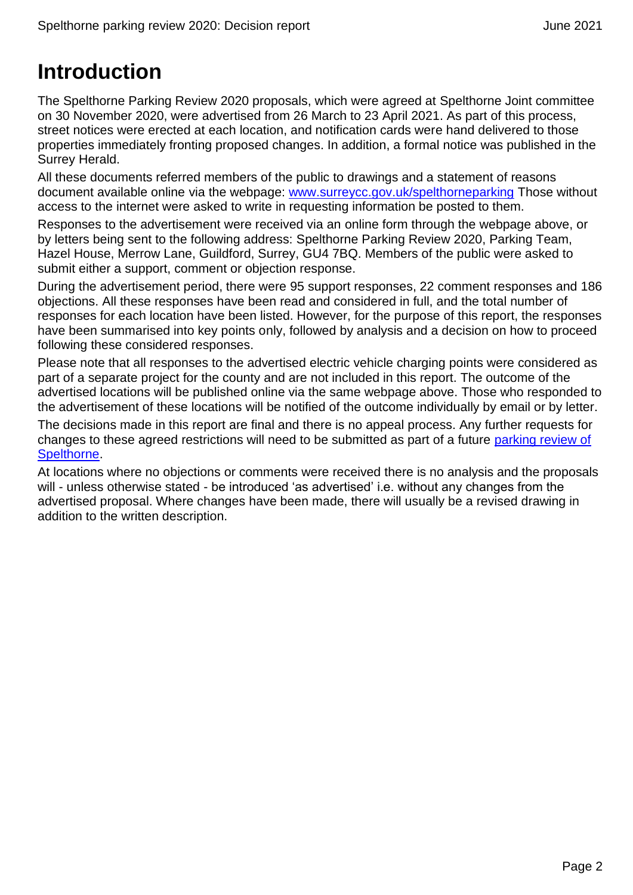# Introduction

The Spelthorne Parking Review 2020 proposals, which were agreed at Spelthorne Joint committee on 30 November 2020, were advertised from 26 March to 23 April 2021. As part of this process, street notices were erected at each location, and notification cards were hand delivered to those properties immediately fronting proposed changes. In addition, a formal notice was published in the Surrey Herald.

All these documents referred members of the public to drawings and a statement of reasons document available online via the webpage: [www.surreycc.gov.uk/spelthorneparking](http://www.surreycc.gov.uk/spelthorneparking) Those without access to the internet were asked to write in requesting information be posted to them.

Responses to the advertisement were received via an online form through the webpage above, or by letters being sent to the following address: Spelthorne Parking Review 2020, Parking Team, Hazel House, Merrow Lane, Guildford, Surrey, GU4 7BQ. Members of the public were asked to submit either a support, comment or objection response.

During the advertisement period, there were 95 support responses, 22 comment responses and 186 objections. All these responses have been read and considered in full, and the total number of responses for each location have been listed. However, for the purpose of this report, the responses have been summarised into key points only, followed by analysis and a decision on how to proceed following these considered responses.

Please note that all responses to the advertised electric vehicle charging points were considered as part of a separate project for the county and are not included in this report. The outcome of the advertised locations will be published online via the same webpage above. Those who responded to the advertisement of these locations will be notified of the outcome individually by email or by letter.

The decisions made in this report are final and there is no appeal process. Any further requests for changes to these agreed restrictions will need to be submitted as part of a future parking review of Spelthorne.

At locations where no objections or comments were received there is no analysis and the proposals will - unless otherwise stated - be introduced 'as advertised' i.e. without any changes from the advertised proposal. Where changes have been made, there will usually be a revised drawing in addition to the written description.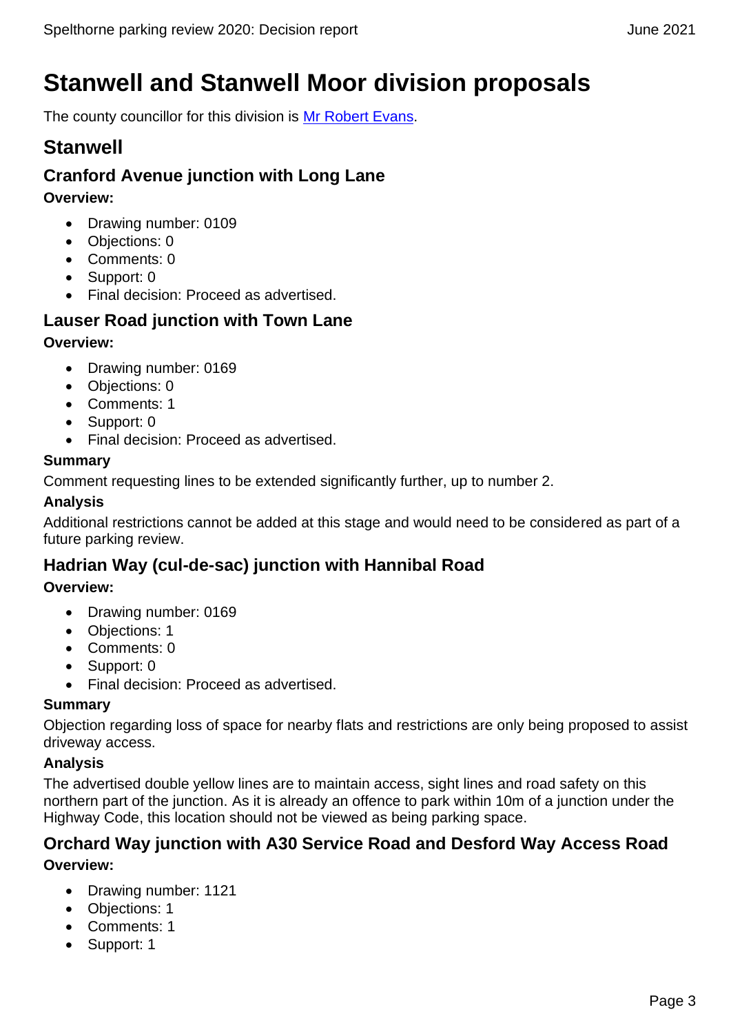# Stanwell and Stanwell Moor division proposals

The county councillor for this division is [Mr Robert Evans](Mr Robert Evans).

## Stanwell

### Cranford Avenue junction with Long Lane

**Overview:**

- Drawing number: 0109
- Objections: 0
- Comments: 0
- Support: 0
- Final decision: Proceed as advertised.

### Lauser Road junction with Town Lane

**Overview:**

- Drawing number: 0169
- Objections: 0
- Comments: 1
- Support: 0
- Final decision: Proceed as advertised.

**Summary**

Comment requesting lines to be extended significantly further, up to number 2.

**Analysis**

Additional restrictions cannot be added at this stage and would need to be considered as part of a future parking review.

### Hadrian Way (cul-de-sac) junction with Hannibal Road

**Overview:**

- Drawing number: 0169
- Objections: 1
- Comments: 0
- Support: 0
- Final decision: Proceed as advertised.

**Summary**

Objection regarding loss of space for nearby flats and restrictions are only being proposed to assist driveway access.

**Analysis**

The advertised double yellow lines are to maintain access, sight lines and road safety on this northern part of the junction. As it is already an offence to park within 10m of a junction under the Highway Code, this location should not be viewed as being parking space.

### Orchard Way junction with A30 Service Road and Desford Way Access Road

**Overview:**

- Drawing number: 1121
- Objections: 1
- Comments: 1
- Support: 1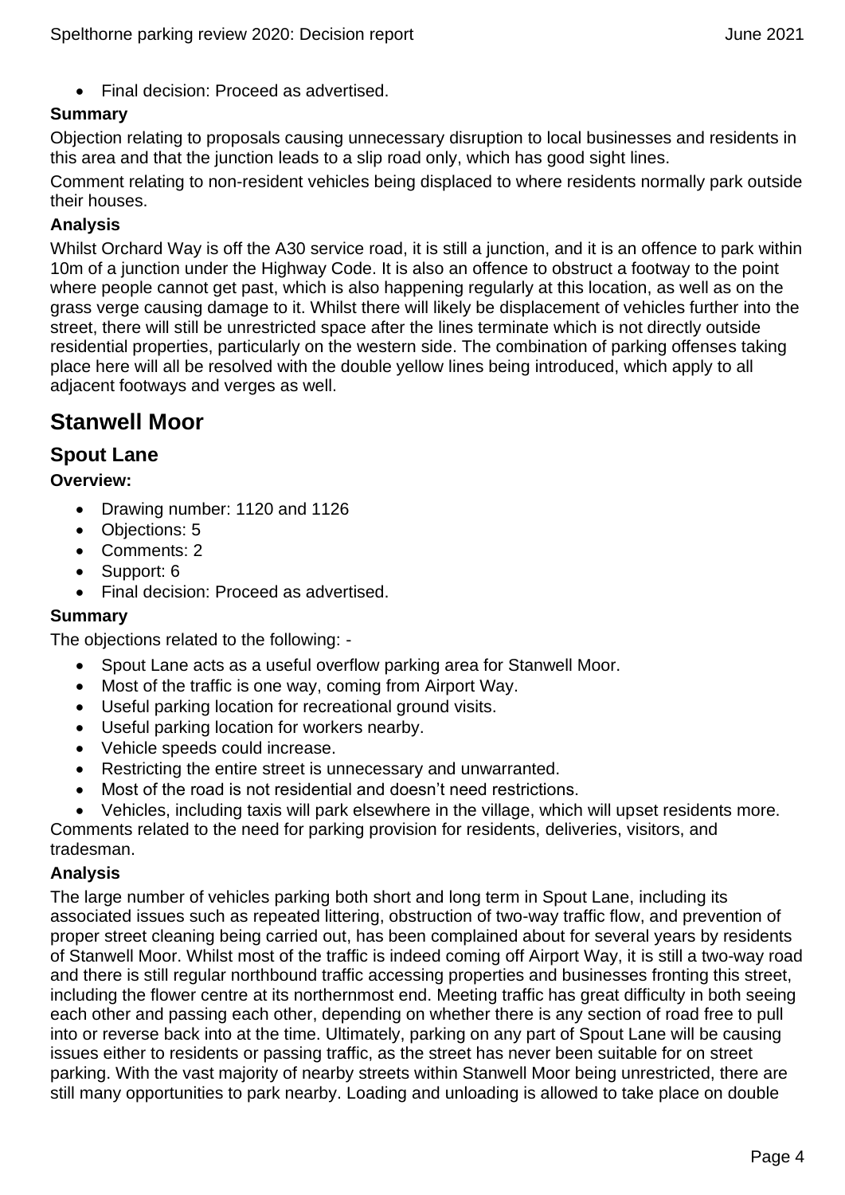- Final decision: Proceed as advertised.

**Summary**

Objection relating to proposals causing unnecessary disruption to local businesses and residents in this area and that the junction leads to a slip road only, which has good sight lines.

Comment relating to non-resident vehicles being displaced to where residents normally park outside their houses.

**Analysis**

Whilst Orchard Way is off the A30 service road, it is still a junction, and it is an offence to park within 10m of a junction under the Highway Code. It is also an offence to obstruct a footway to the point where people cannot get past, which is also happening regularly at this location, as well as on the grass verge causing damage to it. Whilst there will likely be displacement of vehicles further into the street, there will still be unrestricted space after the lines terminate which is not directly outside residential properties, particularly on the western side. The combination of parking offenses taking place here will all be resolved with the double yellow lines being introduced, which apply to all adjacent footways and verges as well.

# Stanwell Moor

## Spout Lane

**Overview:**

- Drawing number: 1120 and 1126
- Objections: 5
- Comments: 2
- Support: 6
- Final decision: Proceed as advertised.

**Summary**

The objections related to the following: -

- Spout Lane acts as a useful overflow parking area for Stanwell Moor.
- Most of the traffic is one way, coming from Airport Way.
- Useful parking location for recreational ground visits.
- Useful parking location for workers nearby.
- Vehicle speeds could increase.
- Restricting the entire street is unnecessary and unwarranted.
- Most of the road is not residential and doesn't need restrictions.
- Vehicles, including taxis will park elsewhere in the village, which will upset residents more.

Comments related to the need for parking provision for residents, deliveries, visitors, and tradesman.

**Analysis**

The large number of vehicles parking both short and long term in Spout Lane, including its associated issues such as repeated littering, obstruction of two-way traffic flow, and prevention of proper street cleaning being carried out, has been complained about for several years by residents of Stanwell Moor. Whilst most of the traffic is indeed coming off Airport Way, it is still a two-way road and there is still regular northbound traffic accessing properties and businesses fronting this street, including the flower centre at its northernmost end. Meeting traffic has great difficulty in both seeing each other and passing each other, depending on whether there is any section of road free to pull into or reverse back into at the time. Ultimately, parking on any part of Spout Lane will be causing issues either to residents or passing traffic, as the street has never been suitable for on street parking. With the vast majority of nearby streets within Stanwell Moor being unrestricted, there are still many opportunities to park nearby. Loading and unloading is allowed to take place on double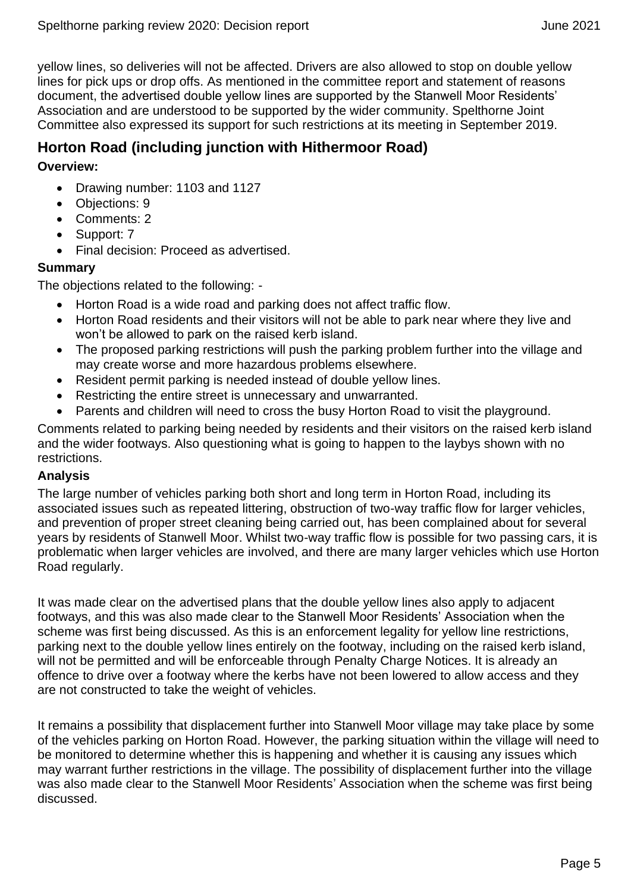yellow lines, so deliveries will not be affected. Drivers are also allowed to stop on double yellow lines for pick ups or drop offs. As mentioned in the committee report and statement of reasons document, the advertised double yellow lines are supported by the Stanwell Moor Residents' Association and are understood to be supported by the wider community. Spelthorne Joint Committee also expressed its support for such restrictions at its meeting in September 2019.

## Horton Road (including junction with Hithermoor Road)

**Overview:**

- Drawing number: 1103 and 1127
- Objections: 9
- Comments: 2
- Support: 7
- Final decision: Proceed as advertised.

**Summary**

The objections related to the following: -

- Horton Road is a wide road and parking does not affect traffic flow.
- Horton Road residents and their visitors will not be able to park near where they live and won't be allowed to park on the raised kerb island.
- The proposed parking restrictions will push the parking problem further into the village and may create worse and more hazardous problems elsewhere.
- Resident permit parking is needed instead of double yellow lines.
- Restricting the entire street is unnecessary and unwarranted.
- Parents and children will need to cross the busy Horton Road to visit the playground.

Comments related to parking being needed by residents and their visitors on the raised kerb island and the wider footways. Also questioning what is going to happen to the laybys shown with no restrictions.

**Analysis**

The large number of vehicles parking both short and long term in Horton Road, including its associated issues such as repeated littering, obstruction of two-way traffic flow for larger vehicles, and prevention of proper street cleaning being carried out, has been complained about for several years by residents of Stanwell Moor. Whilst two-way traffic flow is possible for two passing cars, it is problematic when larger vehicles are involved, and there are many larger vehicles which use Horton Road regularly.

It was made clear on the advertised plans that the double yellow lines also apply to adjacent footways, and this was also made clear to the Stanwell Moor Residents' Association when the scheme was first being discussed. As this is an enforcement legality for yellow line restrictions, parking next to the double yellow lines entirely on the footway, including on the raised kerb island, will not be permitted and will be enforceable through Penalty Charge Notices. It is already an offence to drive over a footway where the kerbs have not been lowered to allow access and they are not constructed to take the weight of vehicles.

It remains a possibility that displacement further into Stanwell Moor village may take place by some of the vehicles parking on Horton Road. However, the parking situation within the village will need to be monitored to determine whether this is happening and whether it is causing any issues which may warrant further restrictions in the village. The possibility of displacement further into the village was also made clear to the Stanwell Moor Residents' Association when the scheme was first being discussed.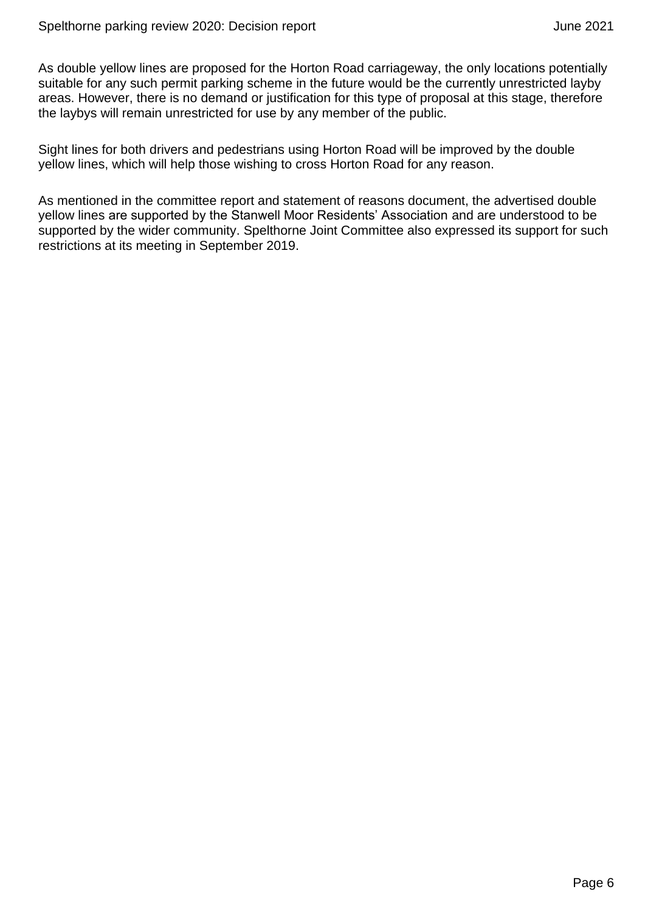As double yellow lines are proposed for the Horton Road carriageway, the only locations potentially suitable for any such permit parking scheme in the future would be the currently unrestricted layby areas. However, there is no demand or justification for this type of proposal at this stage, therefore the laybys will remain unrestricted for use by any member of the public.

Sight lines for both drivers and pedestrians using Horton Road will be improved by the double yellow lines, which will help those wishing to cross Horton Road for any reason.

As mentioned in the committee report and statement of reasons document, the advertised double yellow lines are supported by the Stanwell Moor Residents' Association and are understood to be supported by the wider community. Spelthorne Joint Committee also expressed its support for such restrictions at its meeting in September 2019.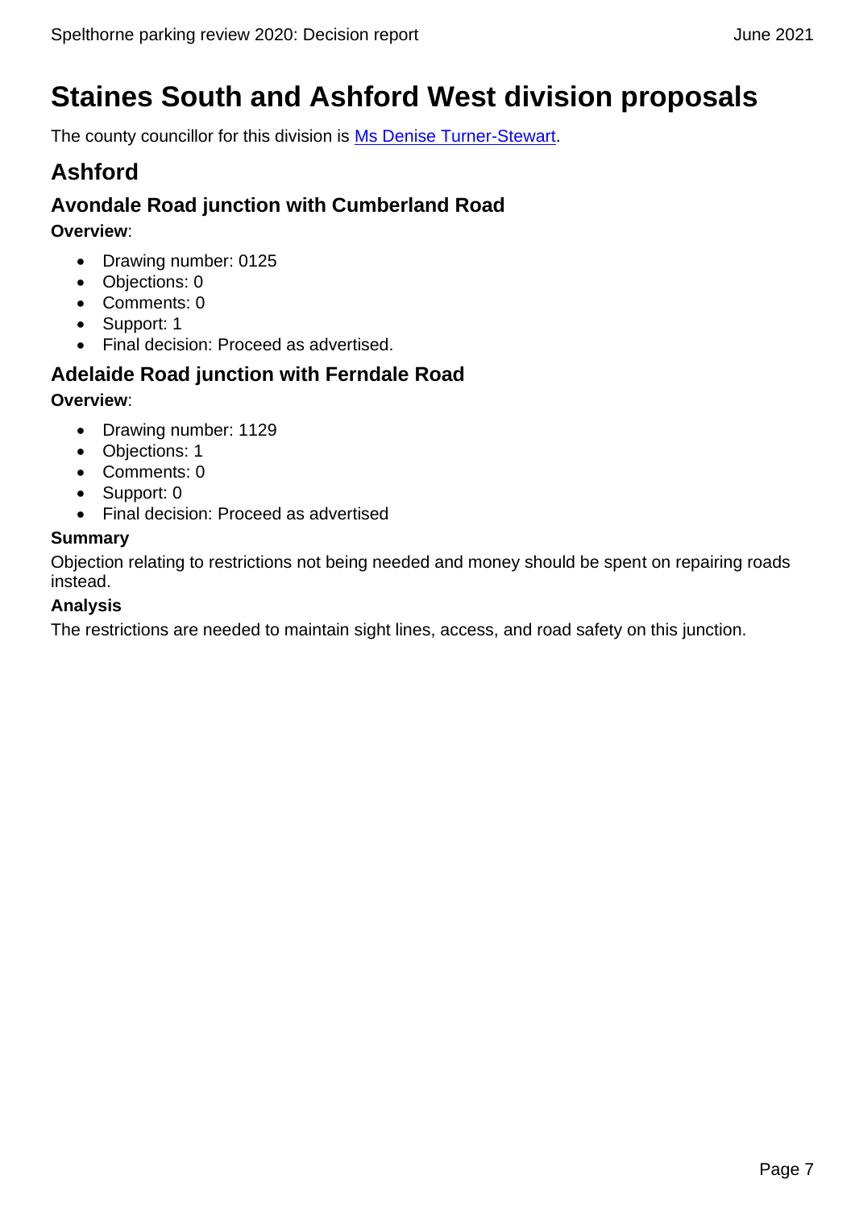# Staines South and Ashford West division proposals

The county councillor for this division is [Ms Denise Turner-Stewart](#).

## Ashford

### Avondale Road junction with Cumberland Road

**Overview**:

- Drawing number: 0125
- Objections: 0
- Comments: 0
- Support: 1
- Final decision: Proceed as advertised.

### Adelaide Road junction with Ferndale Road

**Overview**:

- Drawing number: 1129
- Objections: 1
- Comments: 0
- Support: 0
- Final decision: Proceed as advertised

**Summary**

Objection relating to restrictions not being needed and money should be spent on repairing roads instead.

**Analysis**

The restrictions are needed to maintain sight lines, access, and road safety on this junction.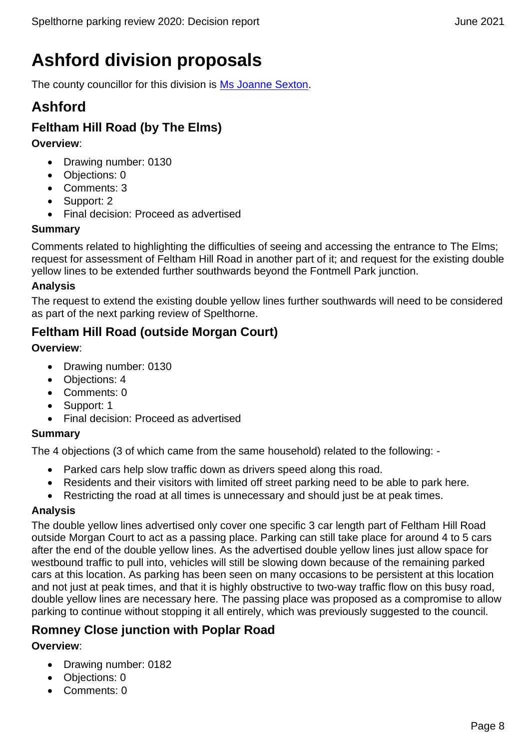# Ashford division proposals

The county councillor for this division is [Ms Joanne Sexton](#).

## Ashford

### Feltham Hill Road (by The Elms)

**Overview**:

- Drawing number: 0130
- Objections: 0
- Comments: 3
- Support: 2
- Final decision: Proceed as advertised

**Summary**

Comments related to highlighting the difficulties of seeing and accessing the entrance to The Elms; request for assessment of Feltham Hill Road in another part of it; and request for the existing double yellow lines to be extended further southwards beyond the Fontmell Park junction.

**Analysis**

The request to extend the existing double yellow lines further southwards will need to be considered as part of the next parking review of Spelthorne.

### Feltham Hill Road (outside Morgan Court)

**Overview**:

- Drawing number: 0130
- Objections: 4
- Comments: 0
- Support: 1
- Final decision: Proceed as advertised

**Summary**

The 4 objections (3 of which came from the same household) related to the following: -

- Parked cars help slow traffic down as drivers speed along this road.
- Residents and their visitors with limited off street parking need to be able to park here.
- Restricting the road at all times is unnecessary and should just be at peak times.

**Analysis**

The double yellow lines advertised only cover one specific 3 car length part of Feltham Hill Road outside Morgan Court to act as a passing place. Parking can still take place for around 4 to 5 cars after the end of the double yellow lines. As the advertised double yellow lines just allow space for westbound traffic to pull into, vehicles will still be slowing down because of the remaining parked cars at this location. As parking has been seen on many occasions to be persistent at this location and not just at peak times, and that it is highly obstructive to two-way traffic flow on this busy road, double yellow lines are necessary here. The passing place was proposed as a compromise to allow parking to continue without stopping it all entirely, which was previously suggested to the council.

### Romney Close junction with Poplar Road

**Overview**:

- Drawing number: 0182
- Objections: 0
- Comments: 0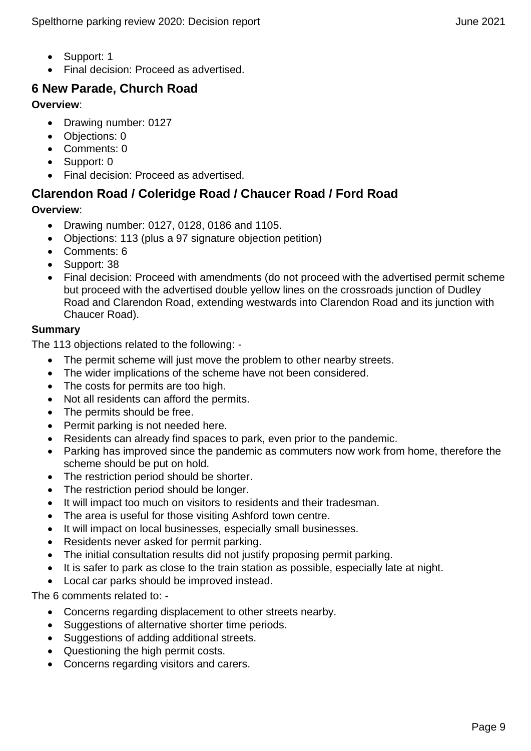- Support: 1
- Final decision: Proceed as advertised.

## 6 New Parade, Church Road

**Overview**:

- Drawing number: 0127
- Objections: 0
- Comments: 0
- Support: 0
- Final decision: Proceed as advertised.

## Clarendon Road / Coleridge Road / Chaucer Road / Ford Road

**Overview**:

- Drawing number: 0127, 0128, 0186 and 1105.
- Objections: 113 (plus a 97 signature objection petition)
- Comments: 6
- Support: 38
- Final decision: Proceed with amendments (do not proceed with the advertised permit scheme but proceed with the advertised double yellow lines on the crossroads junction of Dudley Road and Clarendon Road, extending westwards into Clarendon Road and its junction with Chaucer Road).

**Summary**

The 113 objections related to the following: -

- The permit scheme will just move the problem to other nearby streets.
- The wider implications of the scheme have not been considered.
- The costs for permits are too high.
- Not all residents can afford the permits.
- The permits should be free.
- Permit parking is not needed here.
- Residents can already find spaces to park, even prior to the pandemic.
- Parking has improved since the pandemic as commuters now work from home, therefore the scheme should be put on hold.
- The restriction period should be shorter.
- The restriction period should be longer.
- It will impact too much on visitors to residents and their tradesman.
- The area is useful for those visiting Ashford town centre.
- It will impact on local businesses, especially small businesses.
- Residents never asked for permit parking.
- The initial consultation results did not justify proposing permit parking.
- It is safer to park as close to the train station as possible, especially late at night.
- Local car parks should be improved instead.

The 6 comments related to: -

- Concerns regarding displacement to other streets nearby.
- Suggestions of alternative shorter time periods.
- Suggestions of adding additional streets.
- Questioning the high permit costs.
- Concerns regarding visitors and carers.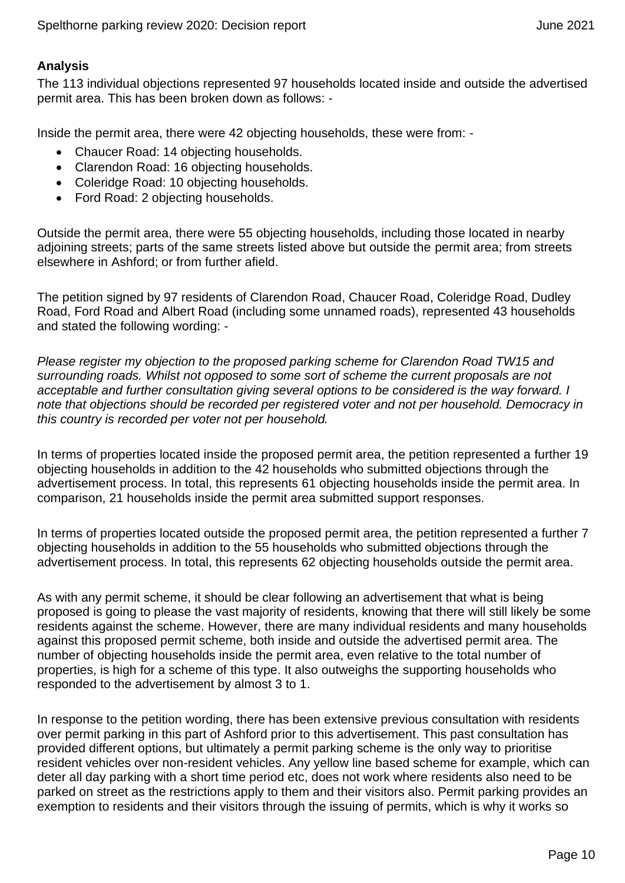**Analysis**

The 113 individual objections represented 97 households located inside and outside the advertised permit area. This has been broken down as follows: -

Inside the permit area, there were 42 objecting households, these were from: -

- Chaucer Road: 14 objecting households.
- Clarendon Road: 16 objecting households.
- Coleridge Road: 10 objecting households.
- Ford Road: 2 objecting households.

Outside the permit area, there were 55 objecting households, including those located in nearby adjoining streets; parts of the same streets listed above but outside the permit area; from streets elsewhere in Ashford; or from further afield.

The petition signed by 97 residents of Clarendon Road, Chaucer Road, Coleridge Road, Dudley Road, Ford Road and Albert Road (including some unnamed roads), represented 43 households and stated the following wording: -

*Please register my objection to the proposed parking scheme for Clarendon Road TW15 and surrounding roads. Whilst not opposed to some sort of scheme the current proposals are not acceptable and further consultation giving several options to be considered is the way forward. I note that objections should be recorded per registered voter and not per household. Democracy in this country is recorded per voter not per household.*

In terms of properties located inside the proposed permit area, the petition represented a further 19 objecting households in addition to the 42 households who submitted objections through the advertisement process. In total, this represents 61 objecting households inside the permit area. In comparison, 21 households inside the permit area submitted support responses.

In terms of properties located outside the proposed permit area, the petition represented a further 7 objecting households in addition to the 55 households who submitted objections through the advertisement process. In total, this represents 62 objecting households outside the permit area.

As with any permit scheme, it should be clear following an advertisement that what is being proposed is going to please the vast majority of residents, knowing that there will still likely be some residents against the scheme. However, there are many individual residents and many households against this proposed permit scheme, both inside and outside the advertised permit area. The number of objecting households inside the permit area, even relative to the total number of properties, is high for a scheme of this type. It also outweighs the supporting households who responded to the advertisement by almost 3 to 1.

In response to the petition wording, there has been extensive previous consultation with residents over permit parking in this part of Ashford prior to this advertisement. This past consultation has provided different options, but ultimately a permit parking scheme is the only way to prioritise resident vehicles over non-resident vehicles. Any yellow line based scheme for example, which can deter all day parking with a short time period etc, does not work where residents also need to be parked on street as the restrictions apply to them and their visitors also. Permit parking provides an exemption to residents and their visitors through the issuing of permits, which is why it works so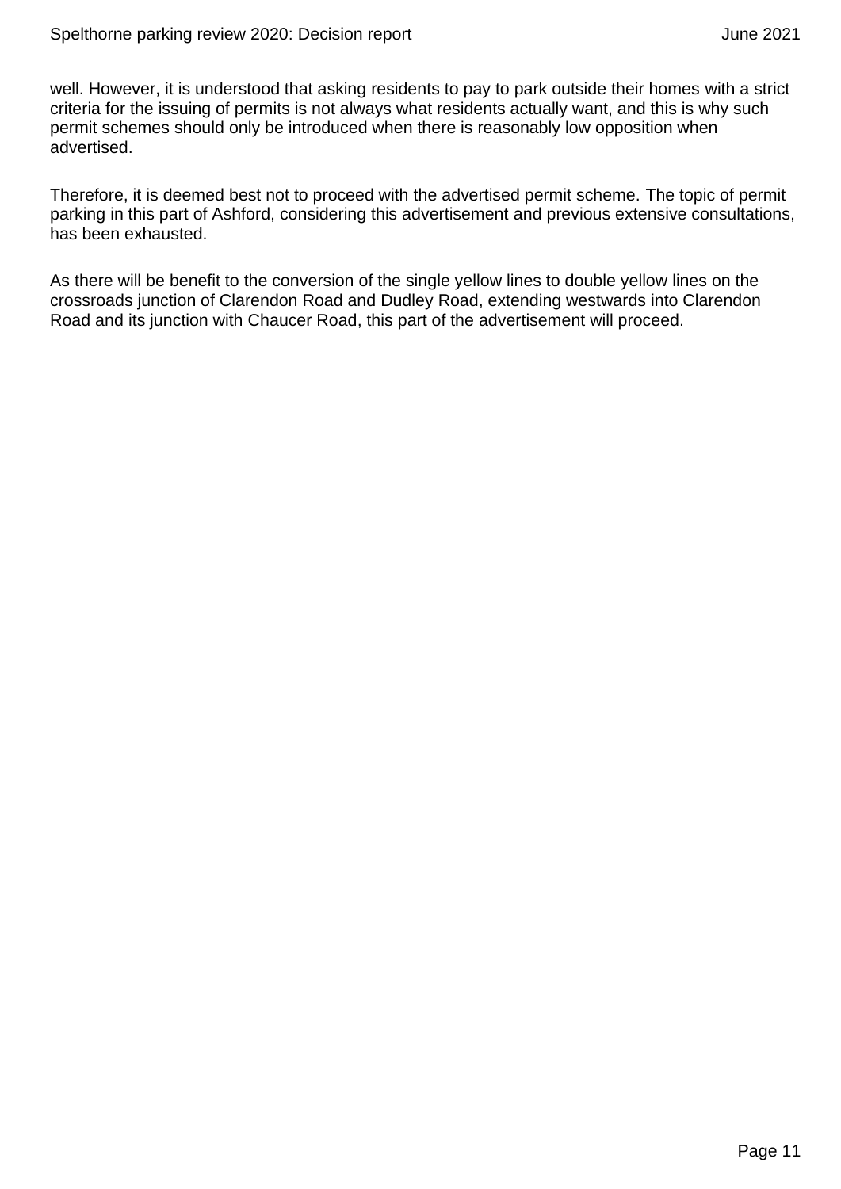well. However, it is understood that asking residents to pay to park outside their homes with a strict criteria for the issuing of permits is not always what residents actually want, and this is why such permit schemes should only be introduced when there is reasonably low opposition when advertised.

Therefore, it is deemed best not to proceed with the advertised permit scheme. The topic of permit parking in this part of Ashford, considering this advertisement and previous extensive consultations, has been exhausted.

As there will be benefit to the conversion of the single yellow lines to double yellow lines on the crossroads junction of Clarendon Road and Dudley Road, extending westwards into Clarendon Road and its junction with Chaucer Road, this part of the advertisement will proceed.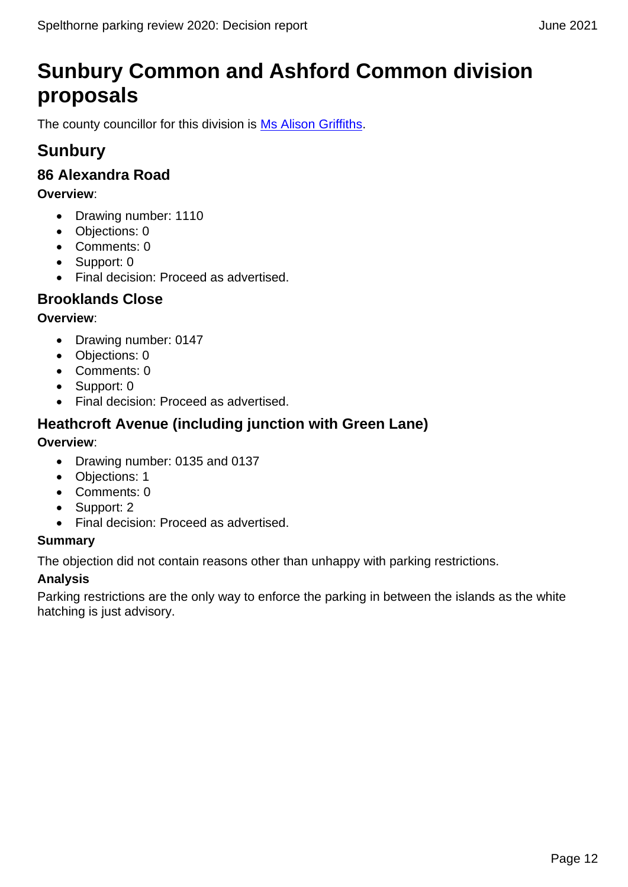# Sunbury Common and Ashford Common division proposals

The county councillor for this division is [Ms Alison Griffiths].

## Sunbury

### 86 Alexandra Road

**Overview**:

- Drawing number: 1110
- Objections: 0
- Comments: 0
- Support: 0
- Final decision: Proceed as advertised.

### Brooklands Close

**Overview**:

- Drawing number: 0147
- Objections: 0
- Comments: 0
- Support: 0
- Final decision: Proceed as advertised.

### Heathcroft Avenue (including junction with Green Lane)

**Overview**:

- Drawing number: 0135 and 0137
- Objections: 1
- Comments: 0
- Support: 2
- Final decision: Proceed as advertised.

**Summary**

The objection did not contain reasons other than unhappy with parking restrictions.

**Analysis**

Parking restrictions are the only way to enforce the parking in between the islands as the white hatching is just advisory.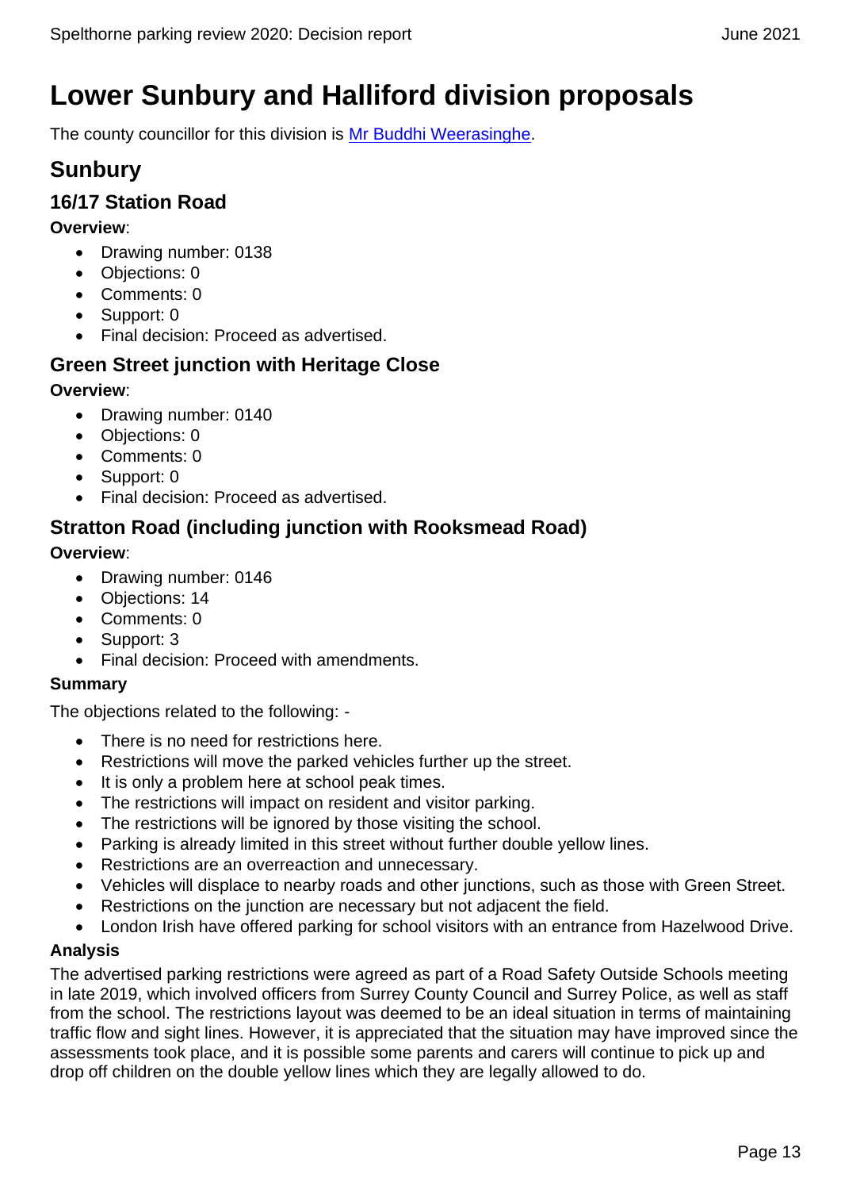# Lower Sunbury and Halliford division proposals

The county councillor for this division is [Mr Buddhi Weerasinghe].

## Sunbury

### 16/17 Station Road

**Overview**:

- Drawing number: 0138
- Objections: 0
- Comments: 0
- Support: 0
- Final decision: Proceed as advertised.

### Green Street junction with Heritage Close

**Overview**:

- Drawing number: 0140
- Objections: 0
- Comments: 0
- Support: 0
- Final decision: Proceed as advertised.

### Stratton Road (including junction with Rooksmead Road)

**Overview**:

- Drawing number: 0146
- Objections: 14
- Comments: 0
- Support: 3
- Final decision: Proceed with amendments.

**Summary**

The objections related to the following: -

- There is no need for restrictions here.
- Restrictions will move the parked vehicles further up the street.
- It is only a problem here at school peak times.
- The restrictions will impact on resident and visitor parking.
- The restrictions will be ignored by those visiting the school.
- Parking is already limited in this street without further double yellow lines.
- Restrictions are an overreaction and unnecessary.
- Vehicles will displace to nearby roads and other junctions, such as those with Green Street.
- Restrictions on the junction are necessary but not adjacent the field.
- London Irish have offered parking for school visitors with an entrance from Hazelwood Drive.

**Analysis**

The advertised parking restrictions were agreed as part of a Road Safety Outside Schools meeting in late 2019, which involved officers from Surrey County Council and Surrey Police, as well as staff from the school. The restrictions layout was deemed to be an ideal situation in terms of maintaining traffic flow and sight lines. However, it is appreciated that the situation may have improved since the assessments took place, and it is possible some parents and carers will continue to pick up and drop off children on the double yellow lines which they are legally allowed to do.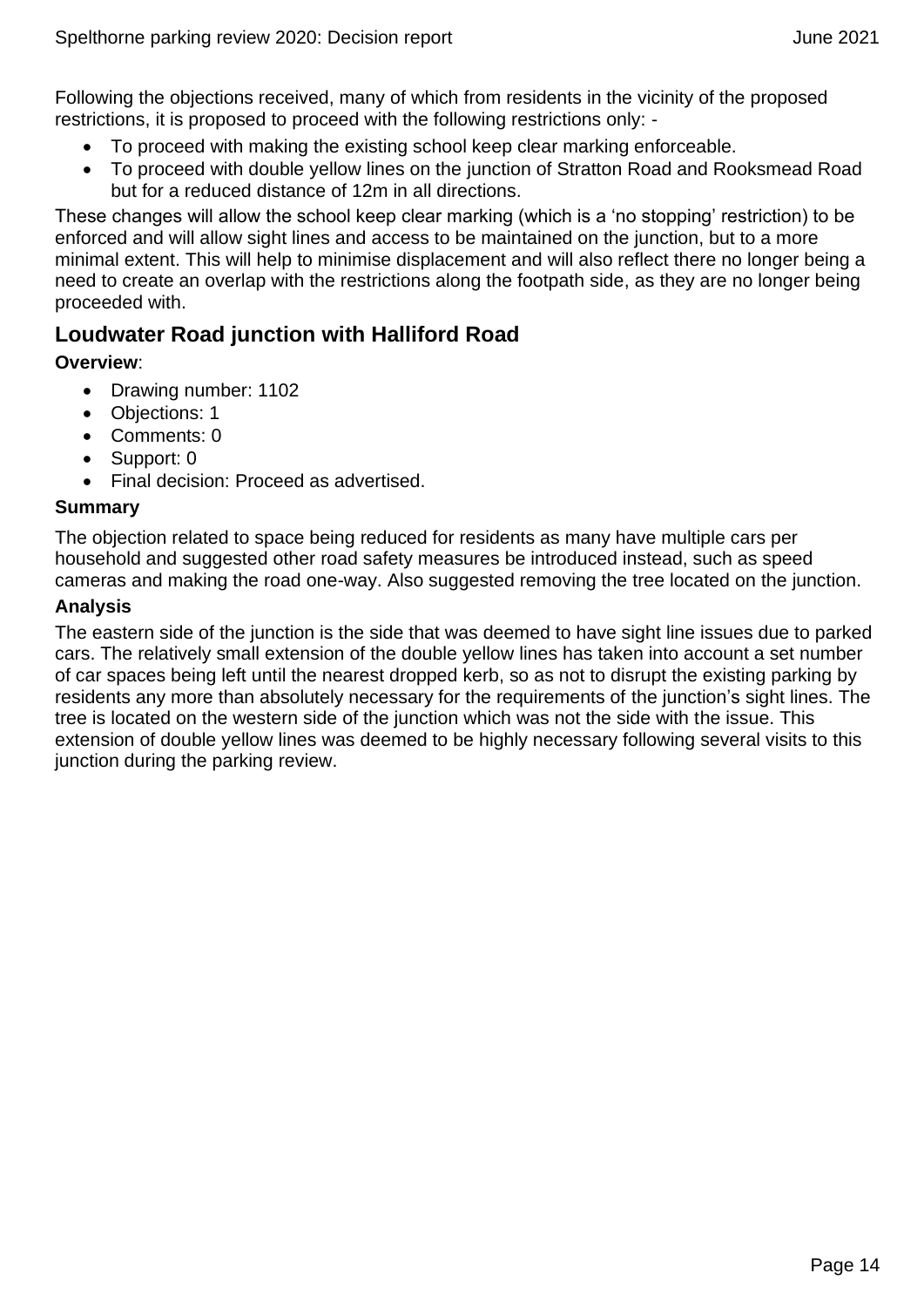Following the objections received, many of which from residents in the vicinity of the proposed restrictions, it is proposed to proceed with the following restrictions only: -

- To proceed with making the existing school keep clear marking enforceable.
- To proceed with double yellow lines on the junction of Stratton Road and Rooksmead Road but for a reduced distance of 12m in all directions.

These changes will allow the school keep clear marking (which is a 'no stopping' restriction) to be enforced and will allow sight lines and access to be maintained on the junction, but to a more minimal extent. This will help to minimise displacement and will also reflect there no longer being a need to create an overlap with the restrictions along the footpath side, as they are no longer being proceeded with.

## Loudwater Road junction with Halliford Road

**Overview**:

- Drawing number: 1102
- Objections: 1
- Comments: 0
- Support: 0
- Final decision: Proceed as advertised.

**Summary**

The objection related to space being reduced for residents as many have multiple cars per household and suggested other road safety measures be introduced instead, such as speed cameras and making the road one-way. Also suggested removing the tree located on the junction.

**Analysis**

The eastern side of the junction is the side that was deemed to have sight line issues due to parked cars. The relatively small extension of the double yellow lines has taken into account a set number of car spaces being left until the nearest dropped kerb, so as not to disrupt the existing parking by residents any more than absolutely necessary for the requirements of the junction's sight lines. The tree is located on the western side of the junction which was not the side with the issue. This extension of double yellow lines was deemed to be highly necessary following several visits to this junction during the parking review.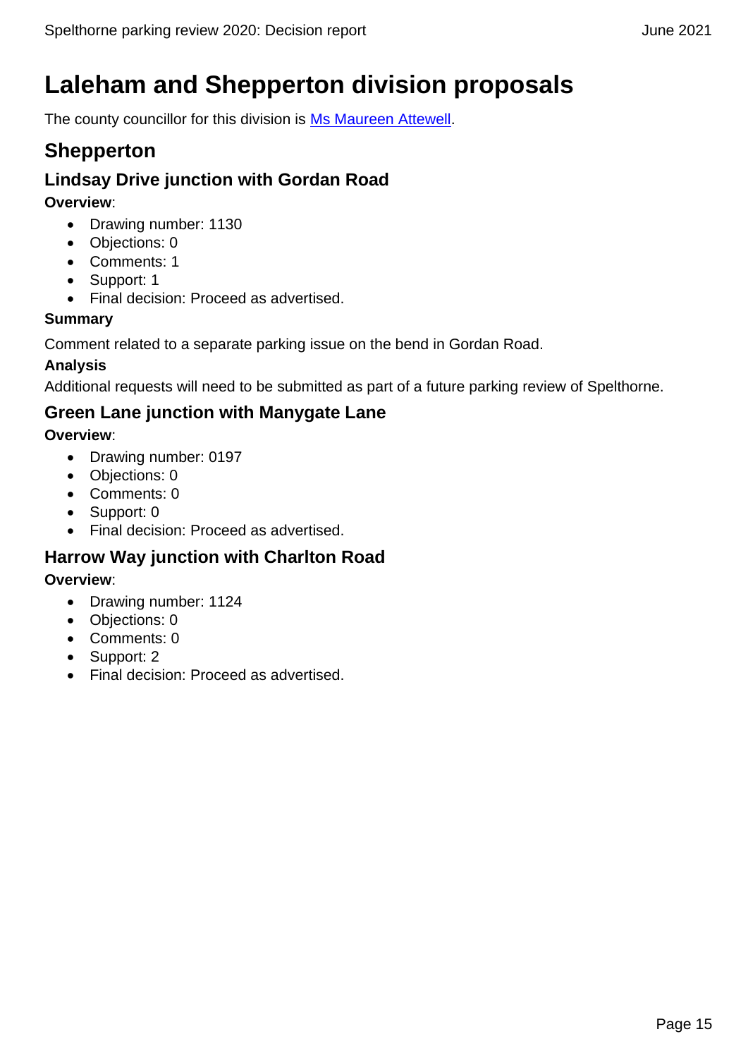# Laleham and Shepperton division proposals

The county councillor for this division is [Ms Maureen Attewell](#).

## Shepperton

### Lindsay Drive junction with Gordan Road

**Overview**:

- Drawing number: 1130
- Objections: 0
- Comments: 1
- Support: 1
- Final decision: Proceed as advertised.

**Summary**

Comment related to a separate parking issue on the bend in Gordan Road.

**Analysis**

Additional requests will need to be submitted as part of a future parking review of Spelthorne.

### Green Lane junction with Manygate Lane

**Overview**:

- Drawing number: 0197
- Objections: 0
- Comments: 0
- Support: 0
- Final decision: Proceed as advertised.

### Harrow Way junction with Charlton Road

**Overview**:

- Drawing number: 1124
- Objections: 0
- Comments: 0
- Support: 2
- Final decision: Proceed as advertised.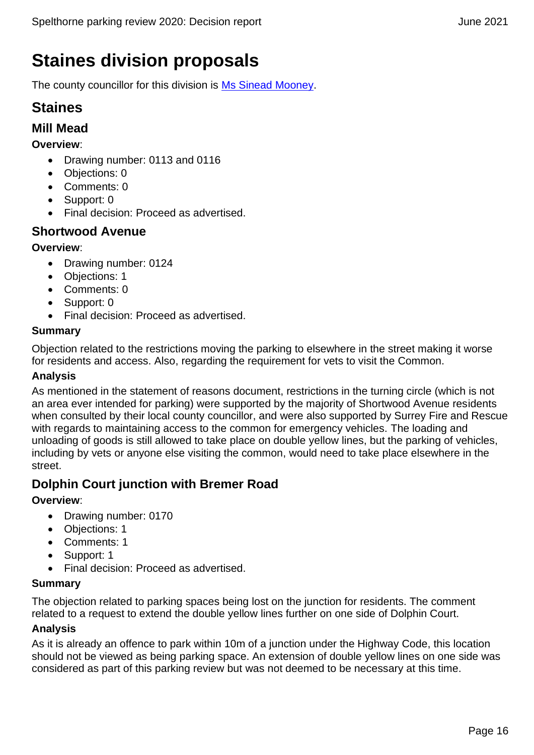# Staines division proposals

The county councillor for this division is [Ms Sinead Mooney](#).

## Staines

### Mill Mead

**Overview**:

- Drawing number: 0113 and 0116
- Objections: 0
- Comments: 0
- Support: 0
- Final decision: Proceed as advertised.

### Shortwood Avenue

**Overview**:

- Drawing number: 0124
- Objections: 1
- Comments: 0
- Support: 0
- Final decision: Proceed as advertised.

#### Summary

Objection related to the restrictions moving the parking to elsewhere in the street making it worse for residents and access. Also, regarding the requirement for vets to visit the Common.

#### Analysis

As mentioned in the statement of reasons document, restrictions in the turning circle (which is not an area ever intended for parking) were supported by the majority of Shortwood Avenue residents when consulted by their local county councillor, and were also supported by Surrey Fire and Rescue with regards to maintaining access to the common for emergency vehicles. The loading and unloading of goods is still allowed to take place on double yellow lines, but the parking of vehicles, including by vets or anyone else visiting the common, would need to take place elsewhere in the street.

### Dolphin Court junction with Bremer Road

**Overview**:

- Drawing number: 0170
- Objections: 1
- Comments: 1
- Support: 1
- Final decision: Proceed as advertised.

#### Summary

The objection related to parking spaces being lost on the junction for residents. The comment related to a request to extend the double yellow lines further on one side of Dolphin Court.

#### Analysis

As it is already an offence to park within 10m of a junction under the Highway Code, this location should not be viewed as being parking space. An extension of double yellow lines on one side was considered as part of this parking review but was not deemed to be necessary at this time.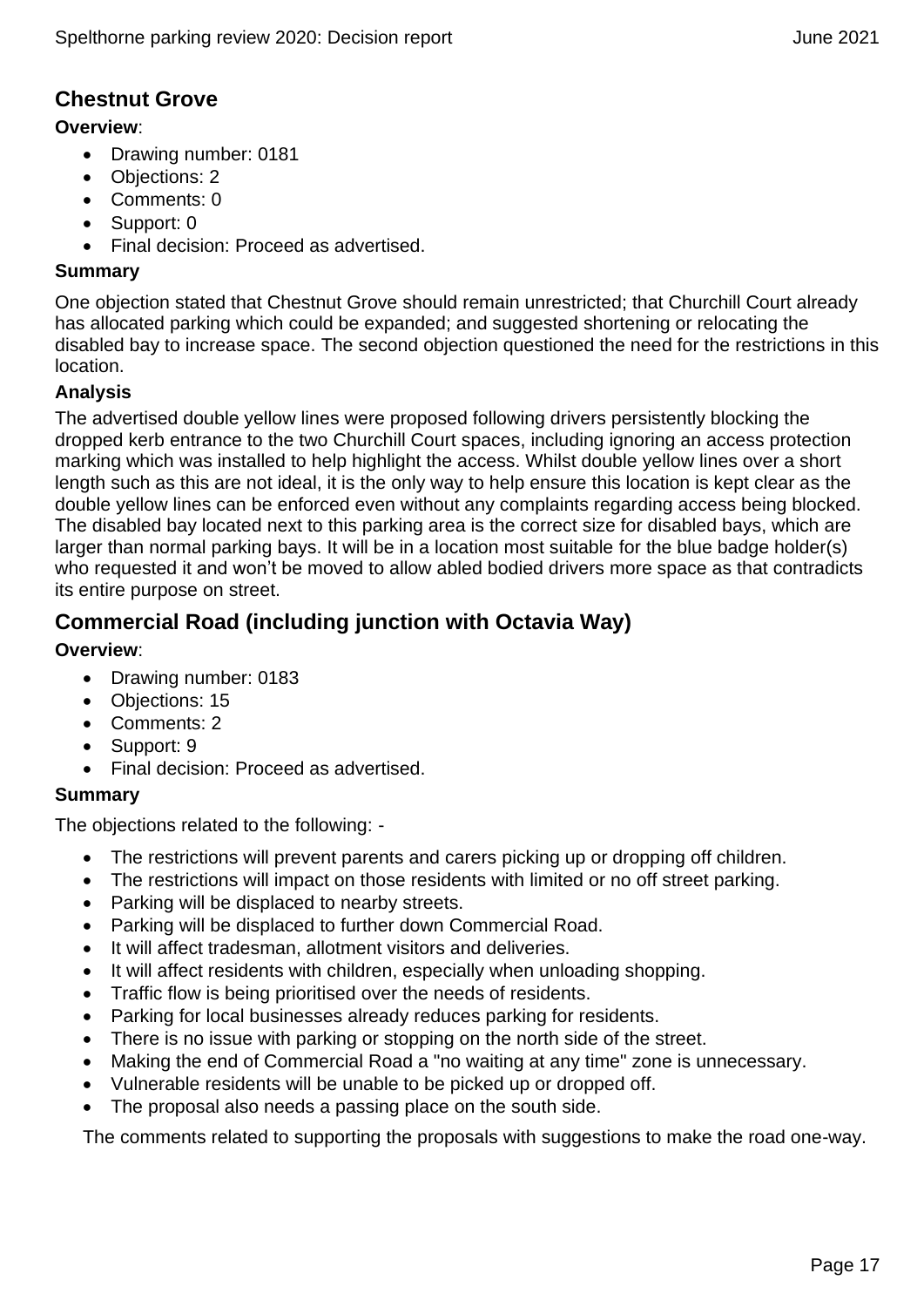## Chestnut Grove

**Overview**:

- Drawing number: 0181
- Objections: 2
- Comments: 0
- Support: 0
- Final decision: Proceed as advertised.

**Summary**

One objection stated that Chestnut Grove should remain unrestricted; that Churchill Court already has allocated parking which could be expanded; and suggested shortening or relocating the disabled bay to increase space. The second objection questioned the need for the restrictions in this location.

**Analysis**

The advertised double yellow lines were proposed following drivers persistently blocking the dropped kerb entrance to the two Churchill Court spaces, including ignoring an access protection marking which was installed to help highlight the access. Whilst double yellow lines over a short length such as this are not ideal, it is the only way to help ensure this location is kept clear as the double yellow lines can be enforced even without any complaints regarding access being blocked. The disabled bay located next to this parking area is the correct size for disabled bays, which are larger than normal parking bays. It will be in a location most suitable for the blue badge holder(s) who requested it and won't be moved to allow abled bodied drivers more space as that contradicts its entire purpose on street.

## Commercial Road (including junction with Octavia Way)

**Overview**:

- Drawing number: 0183
- Objections: 15
- Comments: 2
- Support: 9
- Final decision: Proceed as advertised.

**Summary**

The objections related to the following: -

- The restrictions will prevent parents and carers picking up or dropping off children.
- The restrictions will impact on those residents with limited or no off street parking.
- Parking will be displaced to nearby streets.
- Parking will be displaced to further down Commercial Road.
- It will affect tradesman, allotment visitors and deliveries.
- It will affect residents with children, especially when unloading shopping.
- Traffic flow is being prioritised over the needs of residents.
- Parking for local businesses already reduces parking for residents.
- There is no issue with parking or stopping on the north side of the street.
- Making the end of Commercial Road a "no waiting at any time" zone is unnecessary.
- Vulnerable residents will be unable to be picked up or dropped off.
- The proposal also needs a passing place on the south side.

The comments related to supporting the proposals with suggestions to make the road one-way.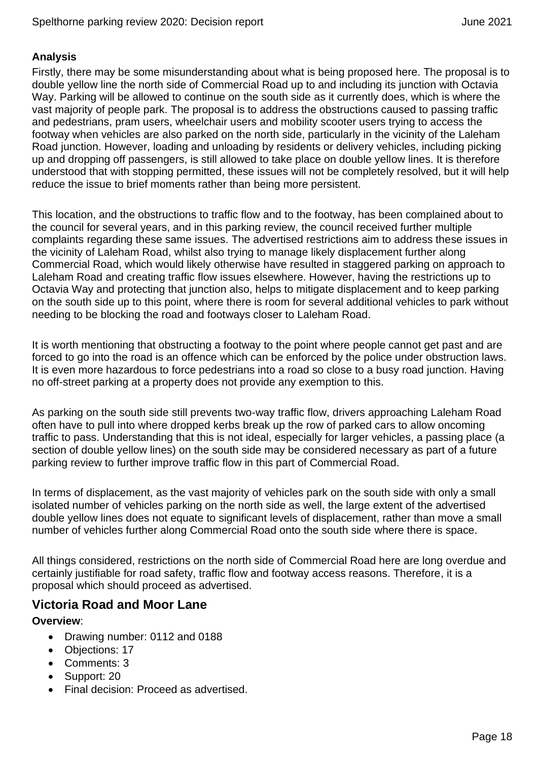**Analysis**

Firstly, there may be some misunderstanding about what is being proposed here. The proposal is to double yellow line the north side of Commercial Road up to and including its junction with Octavia Way. Parking will be allowed to continue on the south side as it currently does, which is where the vast majority of people park. The proposal is to address the obstructions caused to passing traffic and pedestrians, pram users, wheelchair users and mobility scooter users trying to access the footway when vehicles are also parked on the north side, particularly in the vicinity of the Laleham Road junction. However, loading and unloading by residents or delivery vehicles, including picking up and dropping off passengers, is still allowed to take place on double yellow lines. It is therefore understood that with stopping permitted, these issues will not be completely resolved, but it will help reduce the issue to brief moments rather than being more persistent.

This location, and the obstructions to traffic flow and to the footway, has been complained about to the council for several years, and in this parking review, the council received further multiple complaints regarding these same issues. The advertised restrictions aim to address these issues in the vicinity of Laleham Road, whilst also trying to manage likely displacement further along Commercial Road, which would likely otherwise have resulted in staggered parking on approach to Laleham Road and creating traffic flow issues elsewhere. However, having the restrictions up to Octavia Way and protecting that junction also, helps to mitigate displacement and to keep parking on the south side up to this point, where there is room for several additional vehicles to park without needing to be blocking the road and footways closer to Laleham Road.

It is worth mentioning that obstructing a footway to the point where people cannot get past and are forced to go into the road is an offence which can be enforced by the police under obstruction laws. It is even more hazardous to force pedestrians into a road so close to a busy road junction. Having no off-street parking at a property does not provide any exemption to this.

As parking on the south side still prevents two-way traffic flow, drivers approaching Laleham Road often have to pull into where dropped kerbs break up the row of parked cars to allow oncoming traffic to pass. Understanding that this is not ideal, especially for larger vehicles, a passing place (a section of double yellow lines) on the south side may be considered necessary as part of a future parking review to further improve traffic flow in this part of Commercial Road.

In terms of displacement, as the vast majority of vehicles park on the south side with only a small isolated number of vehicles parking on the north side as well, the large extent of the advertised double yellow lines does not equate to significant levels of displacement, rather than move a small number of vehicles further along Commercial Road onto the south side where there is space.

All things considered, restrictions on the north side of Commercial Road here are long overdue and certainly justifiable for road safety, traffic flow and footway access reasons. Therefore, it is a proposal which should proceed as advertised.

## Victoria Road and Moor Lane

**Overview**:

- Drawing number: 0112 and 0188
- Objections: 17
- Comments: 3
- Support: 20
- Final decision: Proceed as advertised.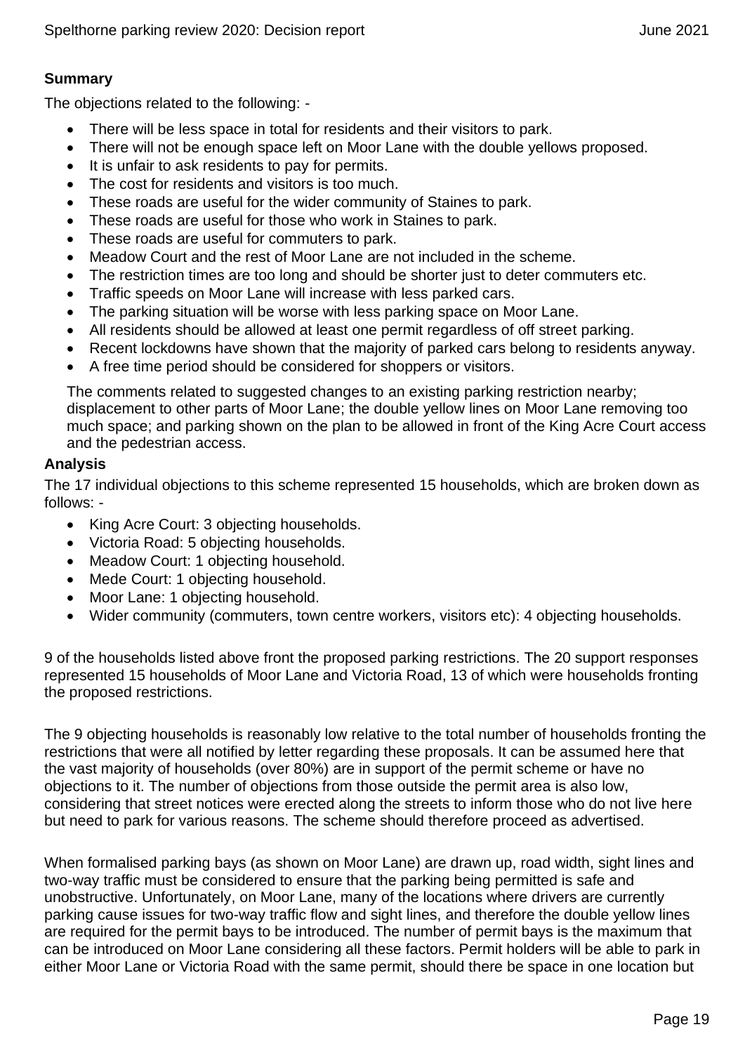**Summary**

The objections related to the following: -

- There will be less space in total for residents and their visitors to park.
- There will not be enough space left on Moor Lane with the double yellows proposed.
- It is unfair to ask residents to pay for permits.
- The cost for residents and visitors is too much.
- These roads are useful for the wider community of Staines to park.
- These roads are useful for those who work in Staines to park.
- These roads are useful for commuters to park.
- Meadow Court and the rest of Moor Lane are not included in the scheme.
- The restriction times are too long and should be shorter just to deter commuters etc.
- Traffic speeds on Moor Lane will increase with less parked cars.
- The parking situation will be worse with less parking space on Moor Lane.
- All residents should be allowed at least one permit regardless of off street parking.
- Recent lockdowns have shown that the majority of parked cars belong to residents anyway.
- A free time period should be considered for shoppers or visitors.

The comments related to suggested changes to an existing parking restriction nearby; displacement to other parts of Moor Lane; the double yellow lines on Moor Lane removing too much space; and parking shown on the plan to be allowed in front of the King Acre Court access and the pedestrian access.

**Analysis**

The 17 individual objections to this scheme represented 15 households, which are broken down as follows: -

- King Acre Court: 3 objecting households.
- Victoria Road: 5 objecting households.
- Meadow Court: 1 objecting household.
- Mede Court: 1 objecting household.
- Moor Lane: 1 objecting household.
- Wider community (commuters, town centre workers, visitors etc): 4 objecting households.

9 of the households listed above front the proposed parking restrictions. The 20 support responses represented 15 households of Moor Lane and Victoria Road, 13 of which were households fronting the proposed restrictions.

The 9 objecting households is reasonably low relative to the total number of households fronting the restrictions that were all notified by letter regarding these proposals. It can be assumed here that the vast majority of households (over 80%) are in support of the permit scheme or have no objections to it. The number of objections from those outside the permit area is also low, considering that street notices were erected along the streets to inform those who do not live here but need to park for various reasons. The scheme should therefore proceed as advertised.

When formalised parking bays (as shown on Moor Lane) are drawn up, road width, sight lines and two-way traffic must be considered to ensure that the parking being permitted is safe and unobstructive. Unfortunately, on Moor Lane, many of the locations where drivers are currently parking cause issues for two-way traffic flow and sight lines, and therefore the double yellow lines are required for the permit bays to be introduced. The number of permit bays is the maximum that can be introduced on Moor Lane considering all these factors. Permit holders will be able to park in either Moor Lane or Victoria Road with the same permit, should there be space in one location but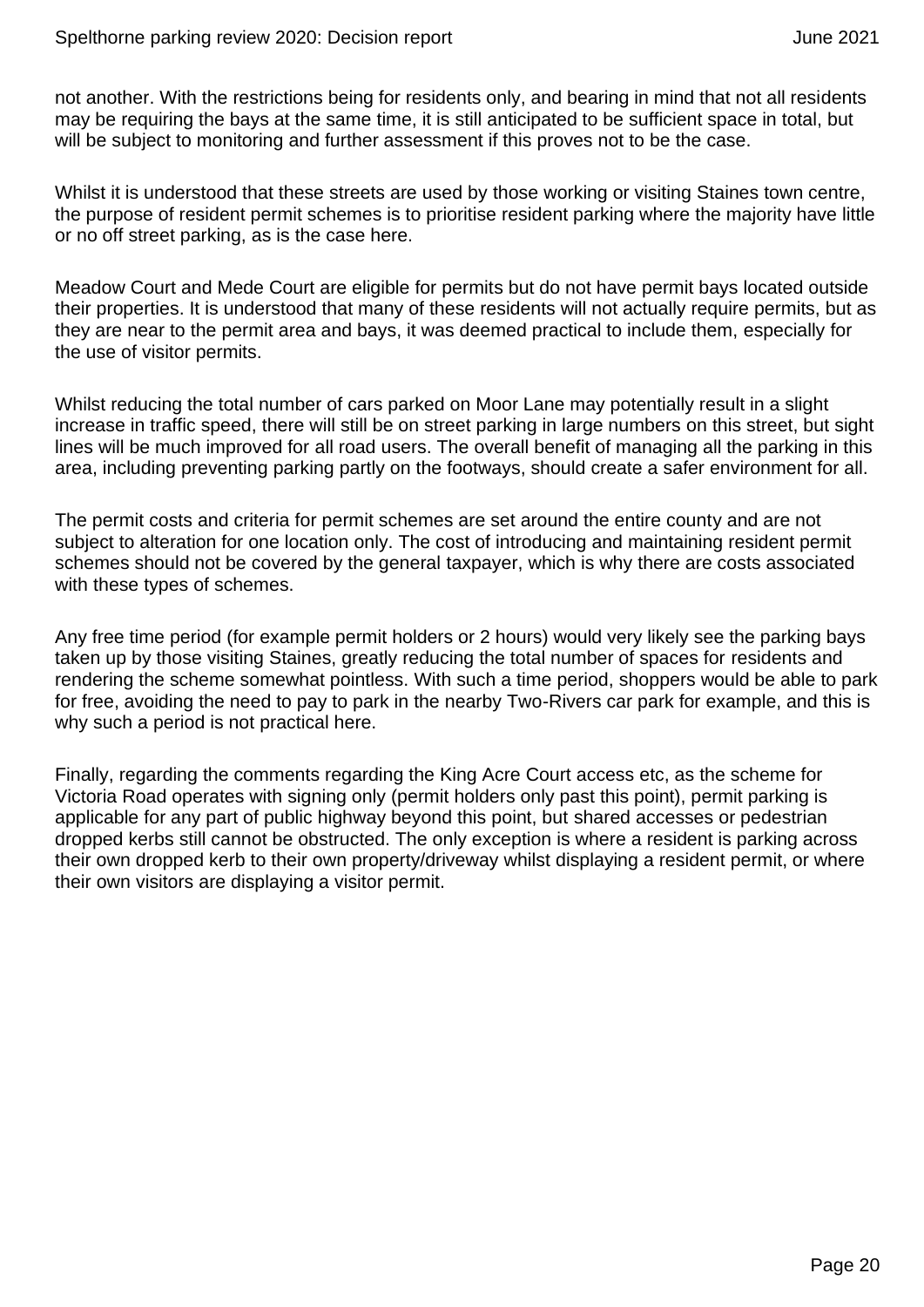not another. With the restrictions being for residents only, and bearing in mind that not all residents may be requiring the bays at the same time, it is still anticipated to be sufficient space in total, but will be subject to monitoring and further assessment if this proves not to be the case.

Whilst it is understood that these streets are used by those working or visiting Staines town centre, the purpose of resident permit schemes is to prioritise resident parking where the majority have little or no off street parking, as is the case here.

Meadow Court and Mede Court are eligible for permits but do not have permit bays located outside their properties. It is understood that many of these residents will not actually require permits, but as they are near to the permit area and bays, it was deemed practical to include them, especially for the use of visitor permits.

Whilst reducing the total number of cars parked on Moor Lane may potentially result in a slight increase in traffic speed, there will still be on street parking in large numbers on this street, but sight lines will be much improved for all road users. The overall benefit of managing all the parking in this area, including preventing parking partly on the footways, should create a safer environment for all.

The permit costs and criteria for permit schemes are set around the entire county and are not subject to alteration for one location only. The cost of introducing and maintaining resident permit schemes should not be covered by the general taxpayer, which is why there are costs associated with these types of schemes.

Any free time period (for example permit holders or 2 hours) would very likely see the parking bays taken up by those visiting Staines, greatly reducing the total number of spaces for residents and rendering the scheme somewhat pointless. With such a time period, shoppers would be able to park for free, avoiding the need to pay to park in the nearby Two-Rivers car park for example, and this is why such a period is not practical here.

Finally, regarding the comments regarding the King Acre Court access etc, as the scheme for Victoria Road operates with signing only (permit holders only past this point), permit parking is applicable for any part of public highway beyond this point, but shared accesses or pedestrian dropped kerbs still cannot be obstructed. The only exception is where a resident is parking across their own dropped kerb to their own property/driveway whilst displaying a resident permit, or where their own visitors are displaying a visitor permit.